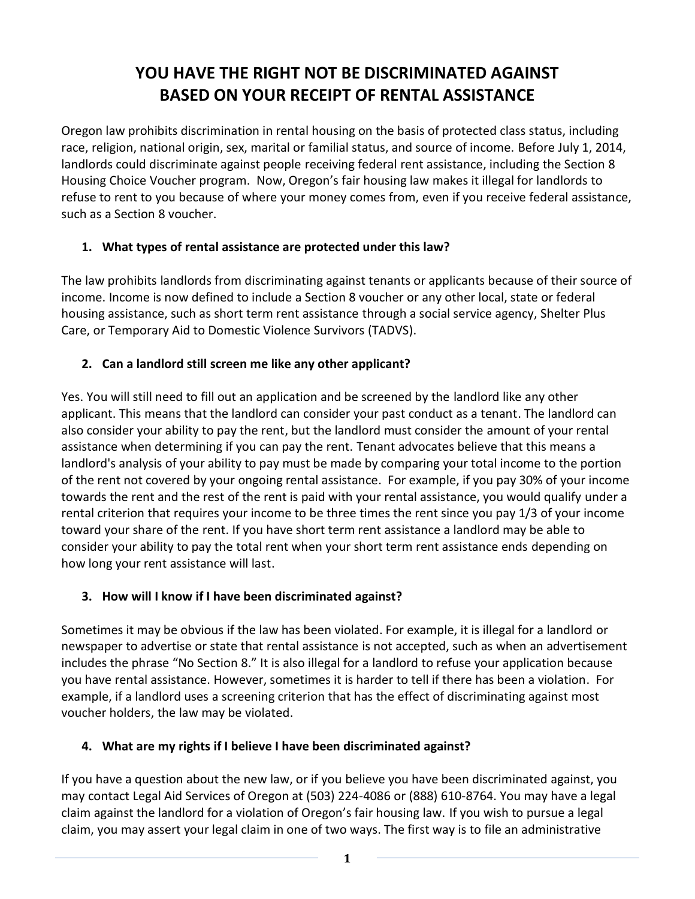# YOU HAVE THE RIGHT NOT BE DISCRIMINATED AGAINST BASED ON YOUR RECEIPT OF RENTAL ASSISTANCE

Oregon law prohibits discrimination in rental housing on the basis of protected class status, including race, religion, national origin, sex, marital or familial status, and source of income. Before July 1, 2014, landlords could discriminate against people receiving federal rent assistance, including the Section 8 Housing Choice Voucher program. Now, Oregon's fair housing law makes it illegal for landlords to refuse to rent to you because of where your money comes from, even if you receive federal assistance, such as a Section 8 voucher.

### 1. What types of rental assistance are protected under this law?

The law prohibits landlords from discriminating against tenants or applicants because of their source of income. Income is now defined to include a Section 8 voucher or any other local, state or federal housing assistance, such as short term rent assistance through a social service agency, Shelter Plus Care, or Temporary Aid to Domestic Violence Survivors (TADVS).

### 2. Can a landlord still screen me like any other applicant?

Yes. You will still need to fill out an application and be screened by the landlord like any other applicant. This means that the landlord can consider your past conduct as a tenant. The landlord can also consider your ability to pay the rent, but the landlord must consider the amount of your rental assistance when determining if you can pay the rent. Tenant advocates believe that this means a landlord's analysis of your ability to pay must be made by comparing your total income to the portion of the rent not covered by your ongoing rental assistance. For example, if you pay 30% of your income towards the rent and the rest of the rent is paid with your rental assistance, you would qualify under a rental criterion that requires your income to be three times the rent since you pay 1/3 of your income toward your share of the rent. If you have short term rent assistance a landlord may be able to consider your ability to pay the total rent when your short term rent assistance ends depending on how long your rent assistance will last.

### 3. How will I know if I have been discriminated against?

Sometimes it may be obvious if the law has been violated. For example, it is illegal for a landlord or newspaper to advertise or state that rental assistance is not accepted, such as when an advertisement includes the phrase "No Section 8." It is also illegal for a landlord to refuse your application because you have rental assistance. However, sometimes it is harder to tell if there has been a violation. For example, if a landlord uses a screening criterion that has the effect of discriminating against most voucher holders, the law may be violated.

### 4. What are my rights if I believe I have been discriminated against?

If you have a question about the new law, or if you believe you have been discriminated against, you may contact Legal Aid Services of Oregon at (503) 224-4086 or (888) 610-8764. You may have a legal claim against the landlord for a violation of Oregon's fair housing law. If you wish to pursue a legal claim, you may assert your legal claim in one of two ways. The first way is to file an administrative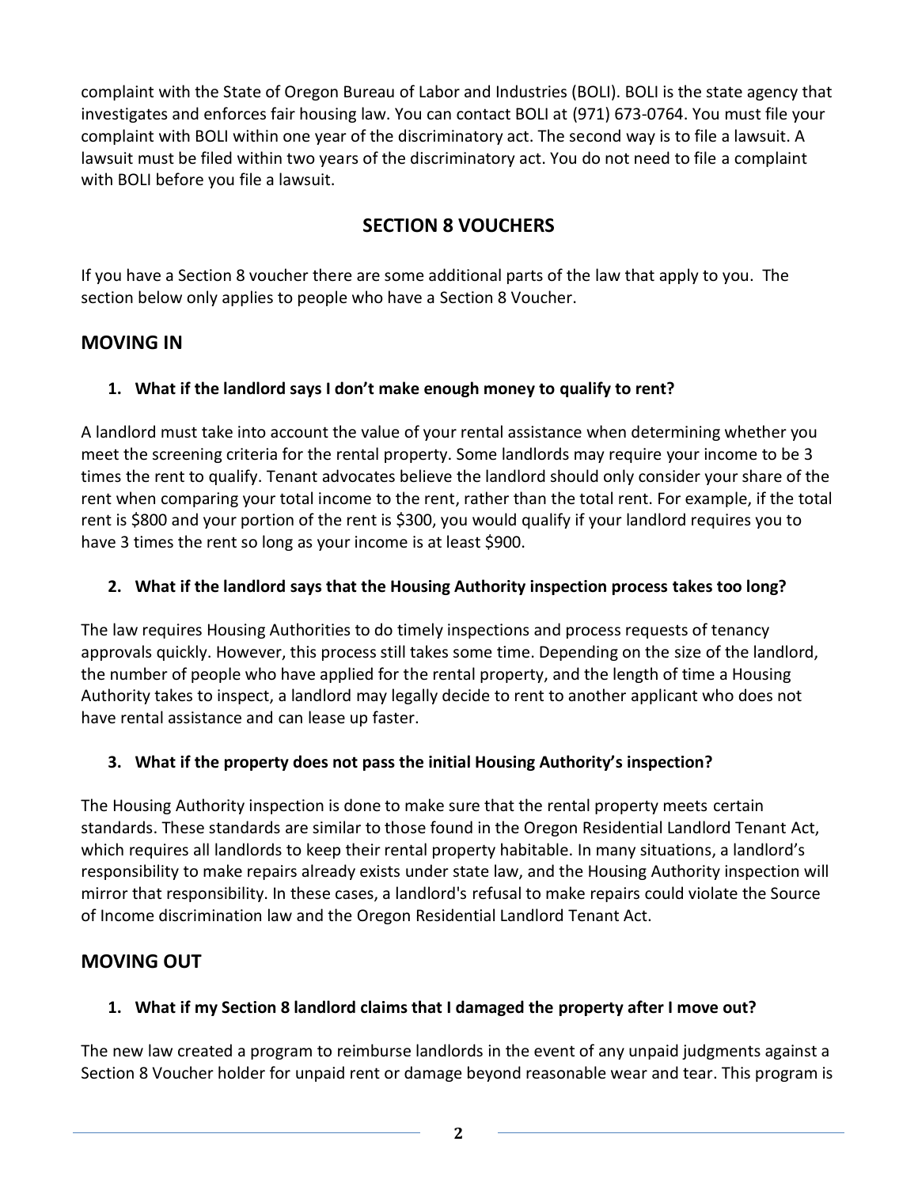complaint with the State of Oregon Bureau of Labor and Industries (BOLI). BOLI is the state agency that investigates and enforces fair housing law. You can contact BOLI at (971) 673-0764. You must file your complaint with BOLI within one year of the discriminatory act. The second way is to file a lawsuit. A lawsuit must be filed within two years of the discriminatory act. You do not need to file a complaint with BOLI before you file a lawsuit.

## SECTION 8 VOUCHERS

If you have a Section 8 voucher there are some additional parts of the law that apply to you. The section below only applies to people who have a Section 8 Voucher.

## MOVING IN

### 1. What if the landlord says I don't make enough money to qualify to rent?

A landlord must take into account the value of your rental assistance when determining whether you meet the screening criteria for the rental property. Some landlords may require your income to be 3 times the rent to qualify. Tenant advocates believe the landlord should only consider your share of the rent when comparing your total income to the rent, rather than the total rent. For example, if the total rent is $800 and your portion of the rent is $300, you would qualify if your landlord requires you to have 3 times the rent so long as your income is at least $900.

### 2. What if the landlord says that the Housing Authority inspection process takes too long?

The law requires Housing Authorities to do timely inspections and process requests of tenancy approvals quickly. However, this process still takes some time. Depending on the size of the landlord, the number of people who have applied for the rental property, and the length of time a Housing Authority takes to inspect, a landlord may legally decide to rent to another applicant who does not have rental assistance and can lease up faster.

### 3. What if the property does not pass the initial Housing Authority's inspection?

The Housing Authority inspection is done to make sure that the rental property meets certain standards. These standards are similar to those found in the Oregon Residential Landlord Tenant Act, which requires all landlords to keep their rental property habitable. In many situations, a landlord's responsibility to make repairs already exists under state law, and the Housing Authority inspection will mirror that responsibility. In these cases, a landlord's refusal to make repairs could violate the Source of Income discrimination law and the Oregon Residential Landlord Tenant Act.

## MOVING OUT

### 1. What if my Section 8 landlord claims that I damaged the property after I move out?

The new law created a program to reimburse landlords in the event of any unpaid judgments against a Section 8 Voucher holder for unpaid rent or damage beyond reasonable wear and tear. This program is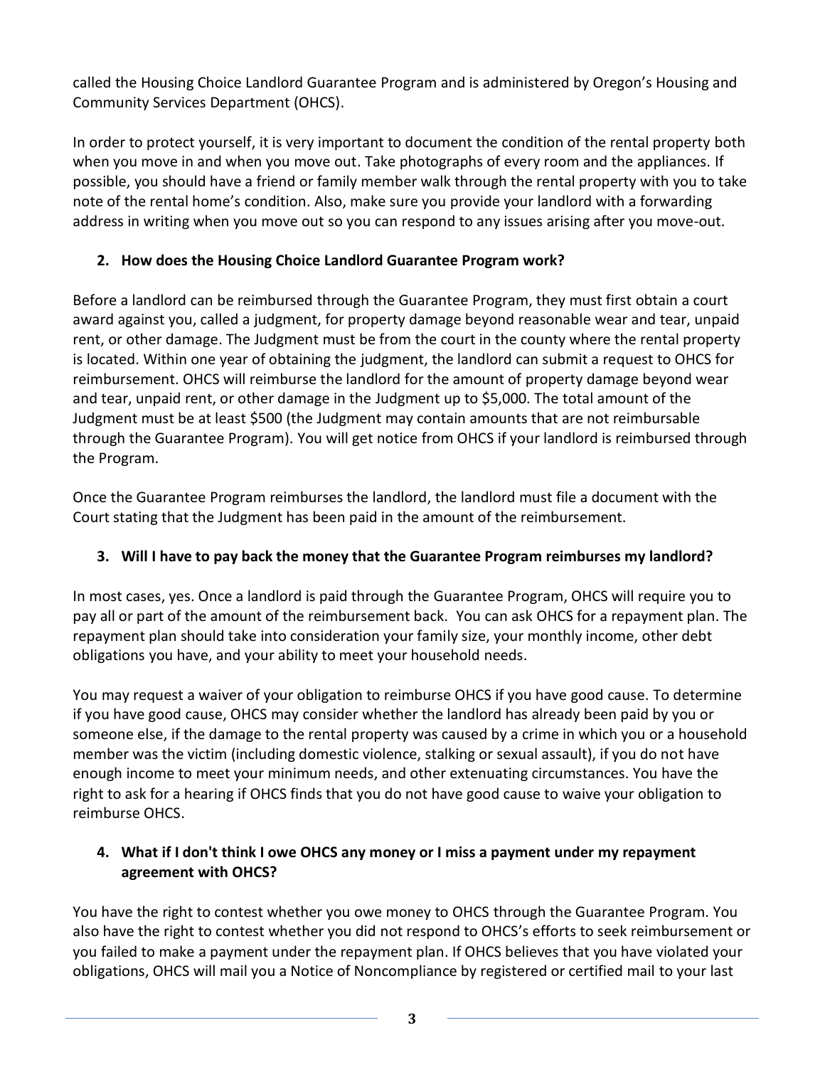called the Housing Choice Landlord Guarantee Program and is administered by Oregon's Housing and Community Services Department (OHCS).

In order to protect yourself, it is very important to document the condition of the rental property both when you move in and when you move out. Take photographs of every room and the appliances. If possible, you should have a friend or family member walk through the rental property with you to take note of the rental home's condition. Also, make sure you provide your landlord with a forwarding address in writing when you move out so you can respond to any issues arising after you move-out.

### 2. How does the Housing Choice Landlord Guarantee Program work?

Before a landlord can be reimbursed through the Guarantee Program, they must first obtain a court award against you, called a judgment, for property damage beyond reasonable wear and tear, unpaid rent, or other damage. The Judgment must be from the court in the county where the rental property is located. Within one year of obtaining the judgment, the landlord can submit a request to OHCS for reimbursement. OHCS will reimburse the landlord for the amount of property damage beyond wear and tear, unpaid rent, or other damage in the Judgment up to $5,000. The total amount of the Judgment must be at least $500 (the Judgment may contain amounts that are not reimbursable through the Guarantee Program). You will get notice from OHCS if your landlord is reimbursed through the Program.

Once the Guarantee Program reimburses the landlord, the landlord must file a document with the Court stating that the Judgment has been paid in the amount of the reimbursement.

### 3. Will I have to pay back the money that the Guarantee Program reimburses my landlord?

In most cases, yes. Once a landlord is paid through the Guarantee Program, OHCS will require you to pay all or part of the amount of the reimbursement back. You can ask OHCS for a repayment plan. The repayment plan should take into consideration your family size, your monthly income, other debt obligations you have, and your ability to meet your household needs.

You may request a waiver of your obligation to reimburse OHCS if you have good cause. To determine if you have good cause, OHCS may consider whether the landlord has already been paid by you or someone else, if the damage to the rental property was caused by a crime in which you or a household member was the victim (including domestic violence, stalking or sexual assault), if you do not have enough income to meet your minimum needs, and other extenuating circumstances. You have the right to ask for a hearing if OHCS finds that you do not have good cause to waive your obligation to reimburse OHCS.

### 4. What if I don't think I owe OHCS any money or I miss a payment under my repayment agreement with OHCS?

You have the right to contest whether you owe money to OHCS through the Guarantee Program. You also have the right to contest whether you did not respond to OHCS's efforts to seek reimbursement or you failed to make a payment under the repayment plan. If OHCS believes that you have violated your obligations, OHCS will mail you a Notice of Noncompliance by registered or certified mail to your last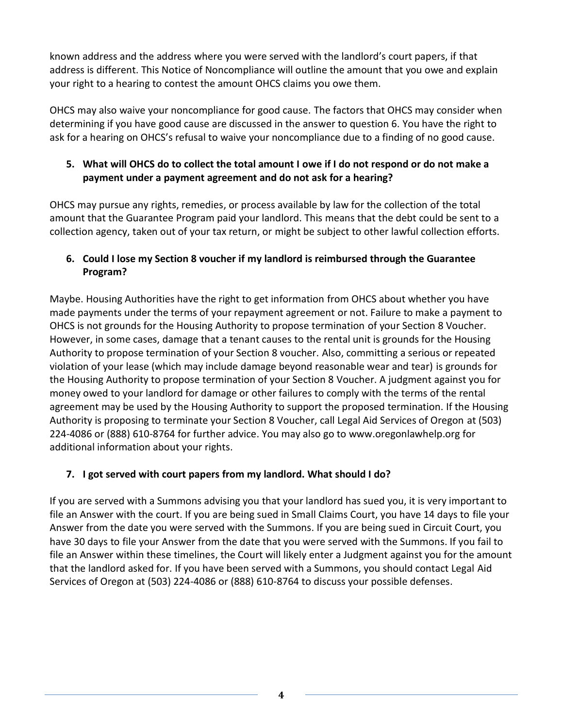known address and the address where you were served with the landlord's court papers, if that address is different. This Notice of Noncompliance will outline the amount that you owe and explain your right to a hearing to contest the amount OHCS claims you owe them.

OHCS may also waive your noncompliance for good cause. The factors that OHCS may consider when determining if you have good cause are discussed in the answer to question 6. You have the right to ask for a hearing on OHCS's refusal to waive your noncompliance due to a finding of no good cause.

5. **What will OHCS do to collect the total amount I owe if I do not respond or do not make a payment under a payment agreement and do not ask for a hearing?**

OHCS may pursue any rights, remedies, or process available by law for the collection of the total amount that the Guarantee Program paid your landlord. This means that the debt could be sent to a collection agency, taken out of your tax return, or might be subject to other lawful collection efforts.

6. **Could I lose my Section 8 voucher if my landlord is reimbursed through the Guarantee Program?**

Maybe. Housing Authorities have the right to get information from OHCS about whether you have made payments under the terms of your repayment agreement or not. Failure to make a payment to OHCS is not grounds for the Housing Authority to propose termination of your Section 8 Voucher. However, in some cases, damage that a tenant causes to the rental unit is grounds for the Housing Authority to propose termination of your Section 8 voucher. Also, committing a serious or repeated violation of your lease (which may include damage beyond reasonable wear and tear) is grounds for the Housing Authority to propose termination of your Section 8 Voucher. A judgment against you for money owed to your landlord for damage or other failures to comply with the terms of the rental agreement may be used by the Housing Authority to support the proposed termination. If the Housing Authority is proposing to terminate your Section 8 Voucher, call Legal Aid Services of Oregon at (503) 224-4086 or (888) 610-8764 for further advice. You may also go to www.oregonlawhelp.org for additional information about your rights.

7. **I got served with court papers from my landlord. What should I do?**

If you are served with a Summons advising you that your landlord has sued you, it is very important to file an Answer with the court. If you are being sued in Small Claims Court, you have 14 days to file your Answer from the date you were served with the Summons. If you are being sued in Circuit Court, you have 30 days to file your Answer from the date that you were served with the Summons. If you fail to file an Answer within these timelines, the Court will likely enter a Judgment against you for the amount that the landlord asked for. If you have been served with a Summons, you should contact Legal Aid Services of Oregon at (503) 224-4086 or (888) 610-8764 to discuss your possible defenses.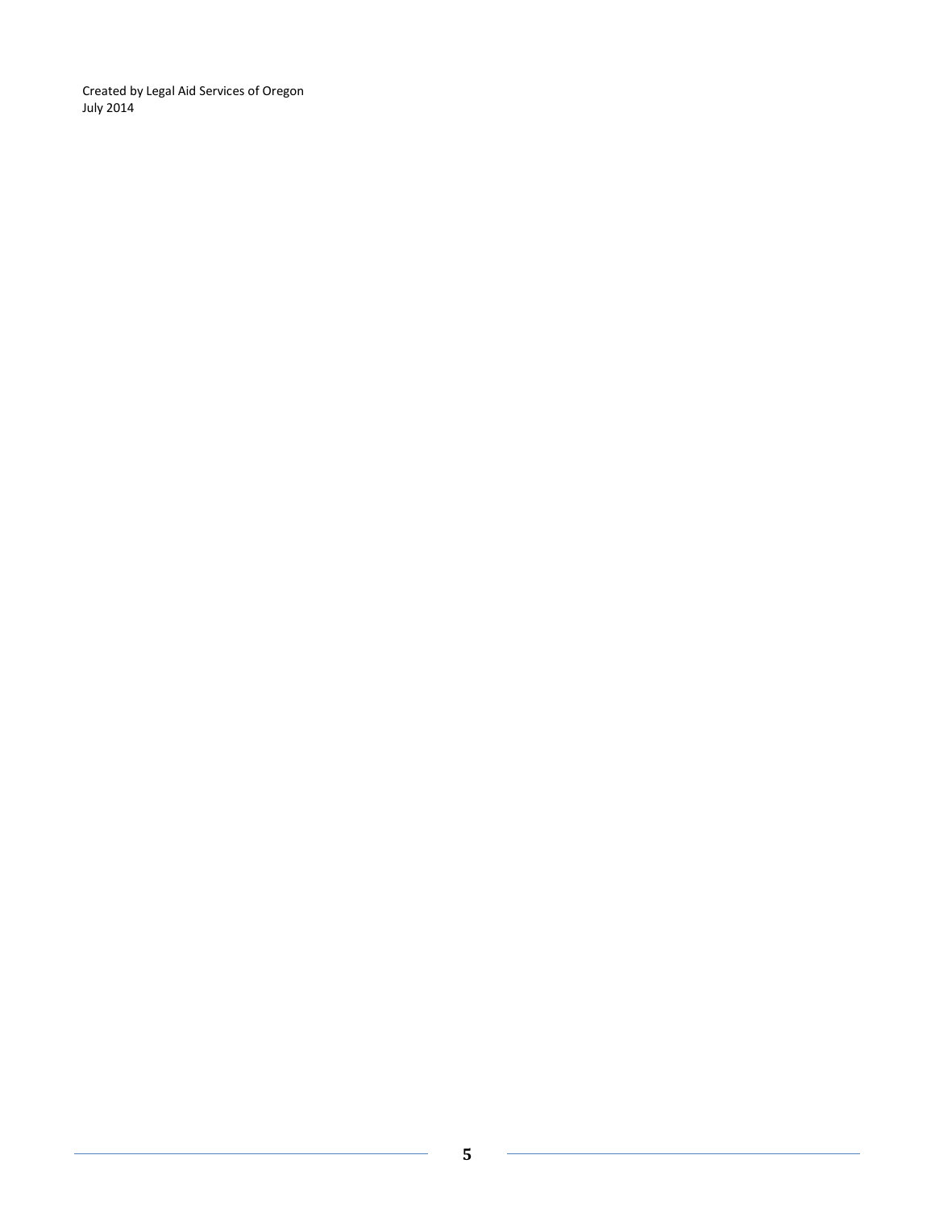Created by Legal Aid Services of Oregon
July 2014